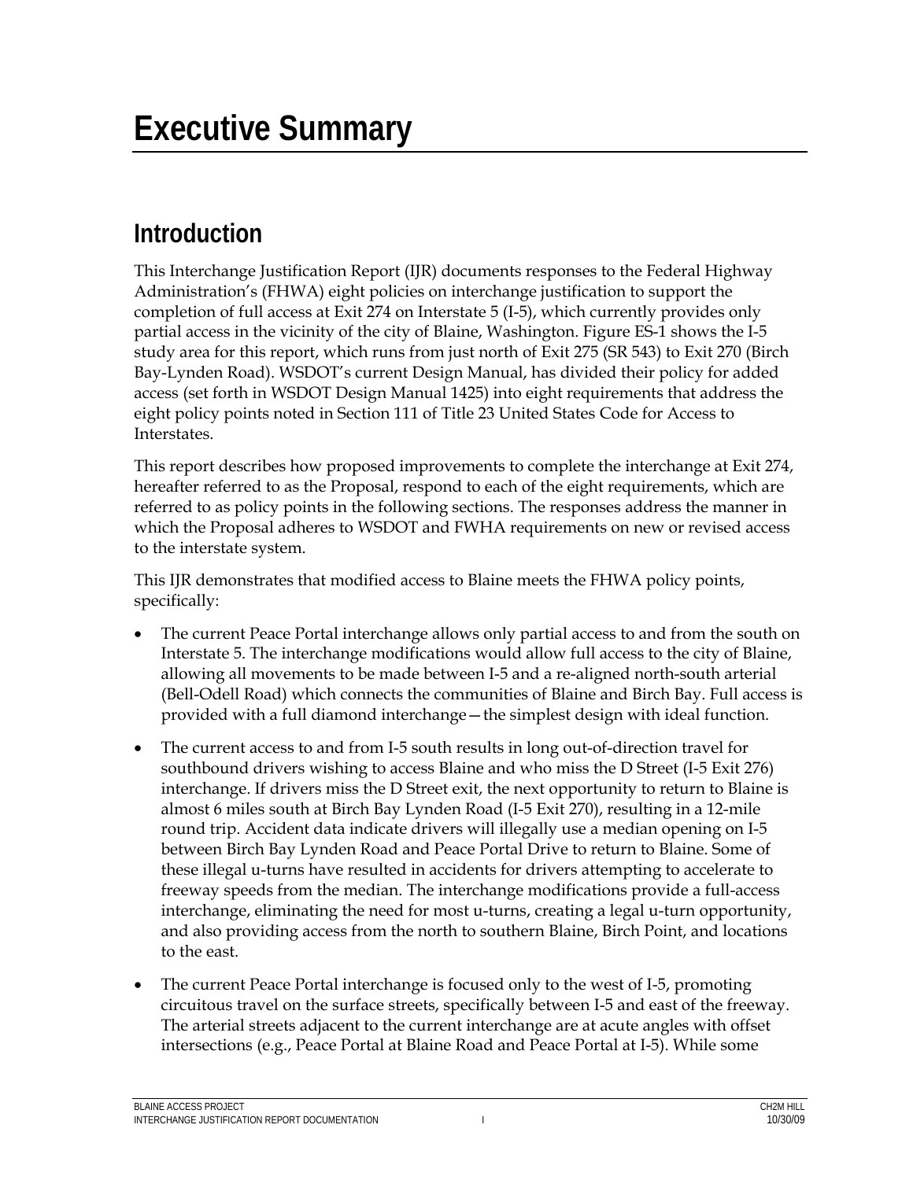# Executive Summary

## Introduction

This Interchange Justification Report (IJR) documents responses to the Federal Highway Administration's (FHWA) eight policies on interchange justification to support the completion of full access at Exit 274 on Interstate 5 (I-5), which currently provides only partial access in the vicinity of the city of Blaine, Washington. Figure ES-1 shows the I-5 study area for this report, which runs from just north of Exit 275 (SR 543) to Exit 270 (Birch Bay-Lynden Road). WSDOT's current Design Manual, has divided their policy for added access (set forth in WSDOT Design Manual 1425) into eight requirements that address the eight policy points noted in Section 111 of Title 23 United States Code for Access to Interstates.

This report describes how proposed improvements to complete the interchange at Exit 274, hereafter referred to as the Proposal, respond to each of the eight requirements, which are referred to as policy points in the following sections. The responses address the manner in which the Proposal adheres to WSDOT and FWHA requirements on new or revised access to the interstate system.

This IJR demonstrates that modified access to Blaine meets the FHWA policy points, specifically:

- The current Peace Portal interchange allows only partial access to and from the south on Interstate 5. The interchange modifications would allow full access to the city of Blaine, allowing all movements to be made between I-5 and a re-aligned north-south arterial (Bell-Odell Road) which connects the communities of Blaine and Birch Bay. Full access is provided with a full diamond interchange—the simplest design with ideal function.
- The current access to and from I-5 south results in long out-of-direction travel for southbound drivers wishing to access Blaine and who miss the D Street (I-5 Exit 276) interchange. If drivers miss the D Street exit, the next opportunity to return to Blaine is almost 6 miles south at Birch Bay Lynden Road (I-5 Exit 270), resulting in a 12-mile round trip. Accident data indicate drivers will illegally use a median opening on I-5 between Birch Bay Lynden Road and Peace Portal Drive to return to Blaine. Some of these illegal u-turns have resulted in accidents for drivers attempting to accelerate to freeway speeds from the median. The interchange modifications provide a full-access interchange, eliminating the need for most u-turns, creating a legal u-turn opportunity, and also providing access from the north to southern Blaine, Birch Point, and locations to the east.
- The current Peace Portal interchange is focused only to the west of I-5, promoting circuitous travel on the surface streets, specifically between I-5 and east of the freeway. The arterial streets adjacent to the current interchange are at acute angles with offset intersections (e.g., Peace Portal at Blaine Road and Peace Portal at I-5). While some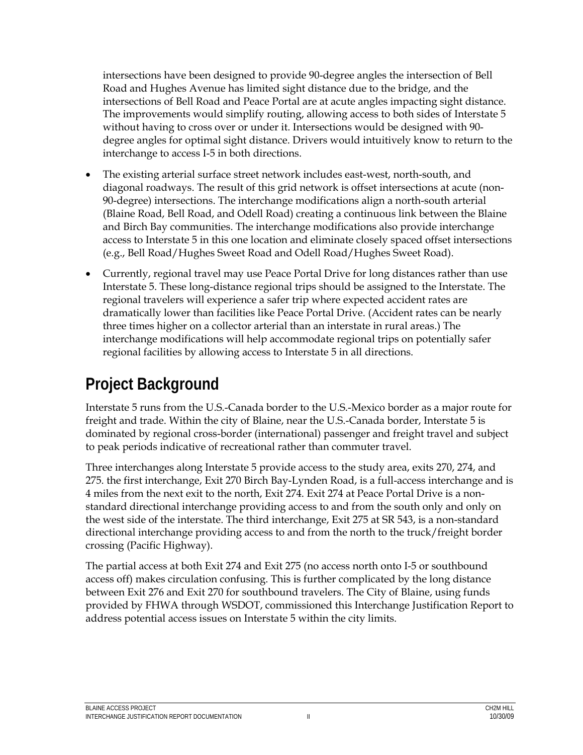intersections have been designed to provide 90-degree angles the intersection of Bell Road and Hughes Avenue has limited sight distance due to the bridge, and the intersections of Bell Road and Peace Portal are at acute angles impacting sight distance. The improvements would simplify routing, allowing access to both sides of Interstate 5 without having to cross over or under it. Intersections would be designed with 90-degree angles for optimal sight distance. Drivers would intuitively know to return to the interchange to access I-5 in both directions.

- The existing arterial surface street network includes east-west, north-south, and diagonal roadways. The result of this grid network is offset intersections at acute (non-90-degree) intersections. The interchange modifications align a north-south arterial (Blaine Road, Bell Road, and Odell Road) creating a continuous link between the Blaine and Birch Bay communities. The interchange modifications also provide interchange access to Interstate 5 in this one location and eliminate closely spaced offset intersections (e.g., Bell Road/Hughes Sweet Road and Odell Road/Hughes Sweet Road).
- Currently, regional travel may use Peace Portal Drive for long distances rather than use Interstate 5. These long-distance regional trips should be assigned to the Interstate. The regional travelers will experience a safer trip where expected accident rates are dramatically lower than facilities like Peace Portal Drive. (Accident rates can be nearly three times higher on a collector arterial than an interstate in rural areas.) The interchange modifications will help accommodate regional trips on potentially safer regional facilities by allowing access to Interstate 5 in all directions.

## Project Background

Interstate 5 runs from the U.S.-Canada border to the U.S.-Mexico border as a major route for freight and trade. Within the city of Blaine, near the U.S.-Canada border, Interstate 5 is dominated by regional cross-border (international) passenger and freight travel and subject to peak periods indicative of recreational rather than commuter travel.

Three interchanges along Interstate 5 provide access to the study area, exits 270, 274, and 275. the first interchange, Exit 270 Birch Bay-Lynden Road, is a full-access interchange and is 4 miles from the next exit to the north, Exit 274. Exit 274 at Peace Portal Drive is a non-standard directional interchange providing access to and from the south only and only on the west side of the interstate. The third interchange, Exit 275 at SR 543, is a non-standard directional interchange providing access to and from the north to the truck/freight border crossing (Pacific Highway).

The partial access at both Exit 274 and Exit 275 (no access north onto I-5 or southbound access off) makes circulation confusing. This is further complicated by the long distance between Exit 276 and Exit 270 for southbound travelers. The City of Blaine, using funds provided by FHWA through WSDOT, commissioned this Interchange Justification Report to address potential access issues on Interstate 5 within the city limits.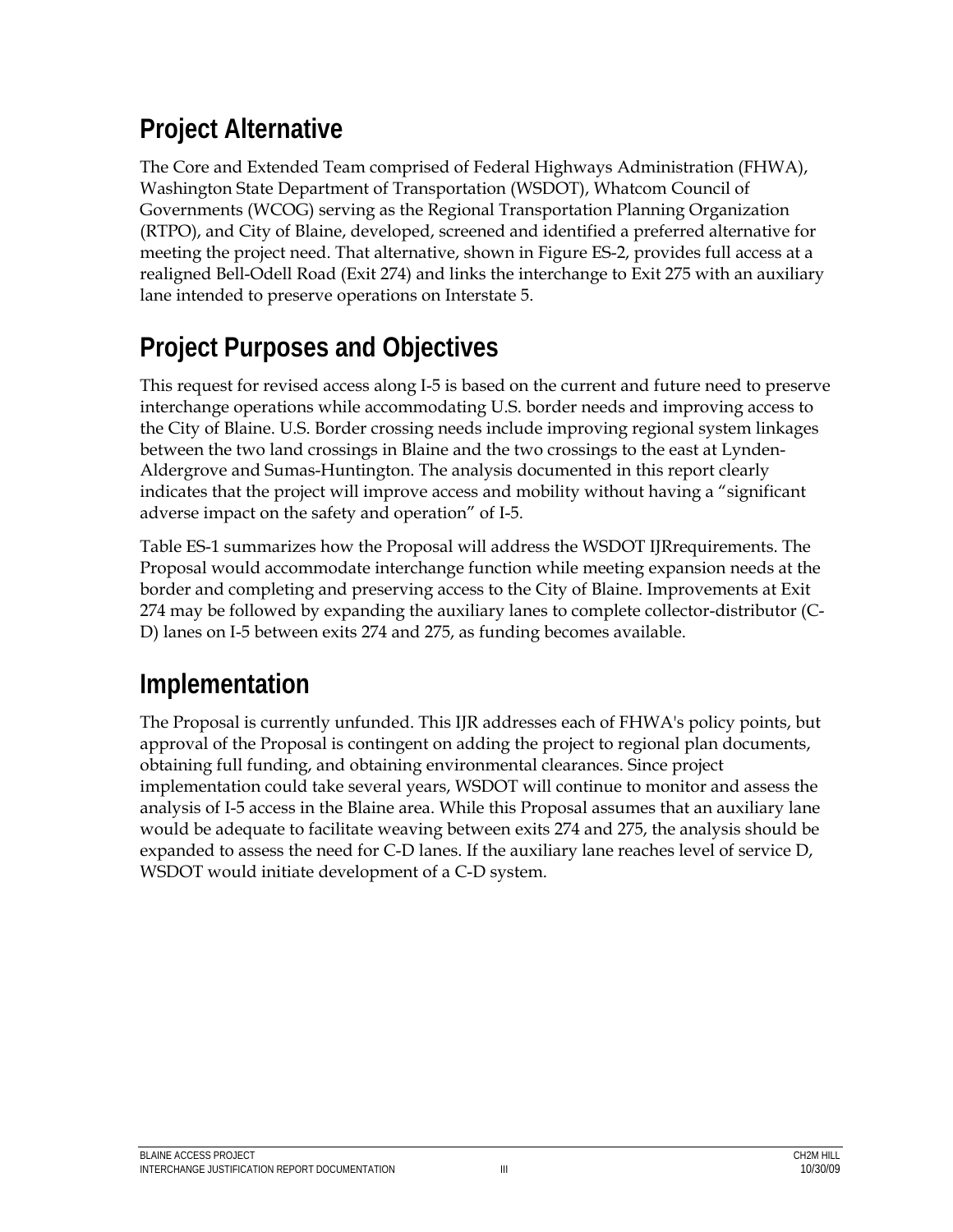## Project Alternative

The Core and Extended Team comprised of Federal Highways Administration (FHWA), Washington State Department of Transportation (WSDOT), Whatcom Council of Governments (WCOG) serving as the Regional Transportation Planning Organization (RTPO), and City of Blaine, developed, screened and identified a preferred alternative for meeting the project need. That alternative, shown in Figure ES-2, provides full access at a realigned Bell-Odell Road (Exit 274) and links the interchange to Exit 275 with an auxiliary lane intended to preserve operations on Interstate 5.

## Project Purposes and Objectives

This request for revised access along I-5 is based on the current and future need to preserve interchange operations while accommodating U.S. border needs and improving access to the City of Blaine. U.S. Border crossing needs include improving regional system linkages between the two land crossings in Blaine and the two crossings to the east at Lynden-Aldergrove and Sumas-Huntington. The analysis documented in this report clearly indicates that the project will improve access and mobility without having a "significant adverse impact on the safety and operation" of I-5.

Table ES-1 summarizes how the Proposal will address the WSDOT IJRrequirements. The Proposal would accommodate interchange function while meeting expansion needs at the border and completing and preserving access to the City of Blaine. Improvements at Exit 274 may be followed by expanding the auxiliary lanes to complete collector-distributor (C-D) lanes on I-5 between exits 274 and 275, as funding becomes available.

## Implementation

The Proposal is currently unfunded. This IJR addresses each of FHWA's policy points, but approval of the Proposal is contingent on adding the project to regional plan documents, obtaining full funding, and obtaining environmental clearances. Since project implementation could take several years, WSDOT will continue to monitor and assess the analysis of I-5 access in the Blaine area. While this Proposal assumes that an auxiliary lane would be adequate to facilitate weaving between exits 274 and 275, the analysis should be expanded to assess the need for C-D lanes. If the auxiliary lane reaches level of service D, WSDOT would initiate development of a C-D system.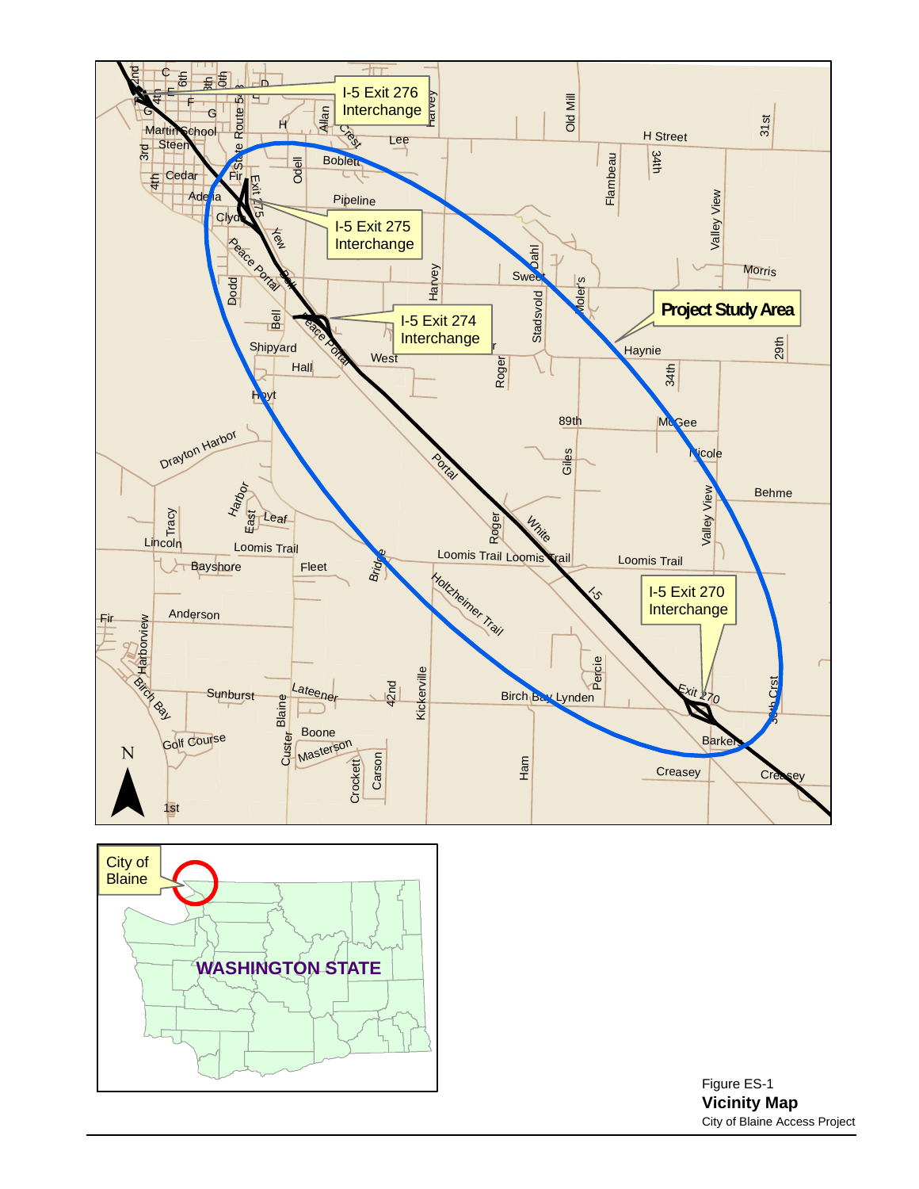Figure ES-1

**Vicinity Map**

City of Blaine Access Project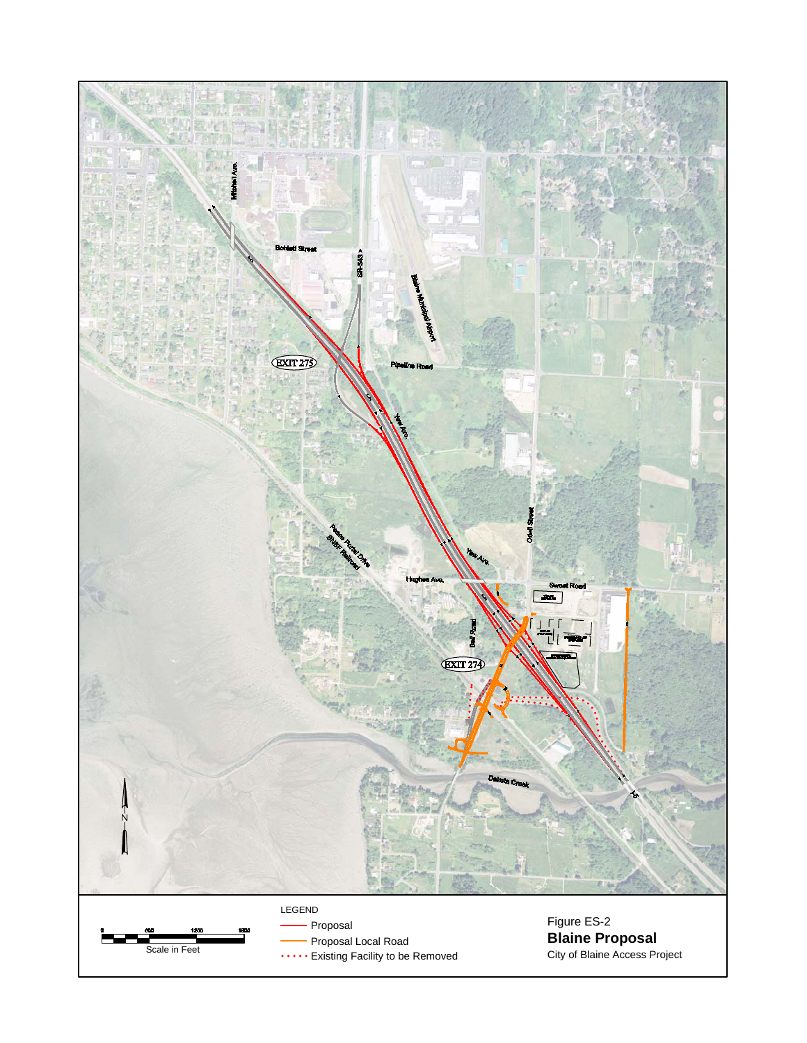LEGEND

- Proposal
- Proposal Local Road
- Existing Facility to be Removed

Scale in Feet

Figure ES-2

**Blaine Proposal**

City of Blaine Access Project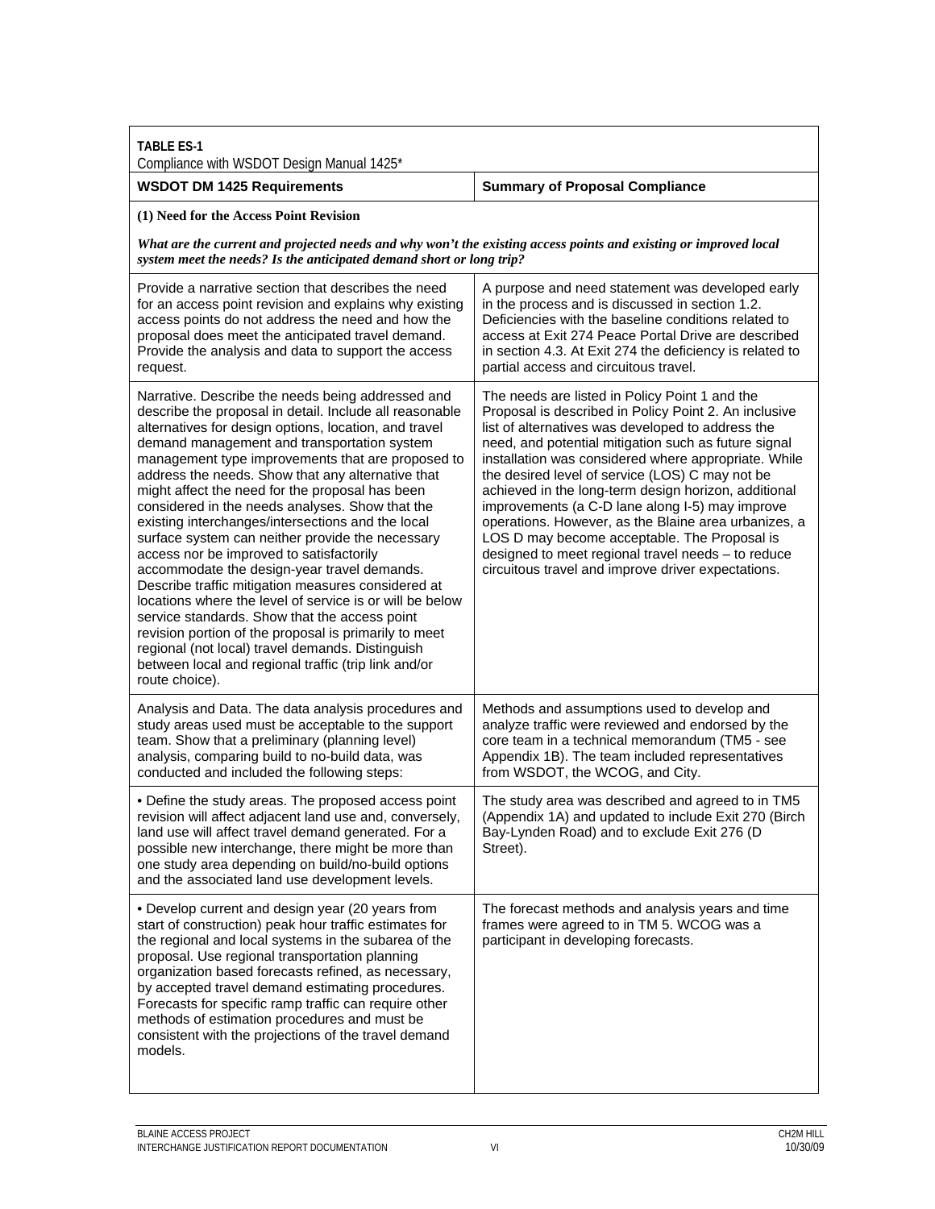**TABLE ES-1**
Compliance with WSDOT Design Manual 1425*

| WSDOT DM 1425 Requirements | Summary of Proposal Compliance |
|---|---|
| **(1) Need for the Access Point Revision**<br><br>***What are the current and projected needs and why won't the existing access points and existing or improved local system meet the needs? Is the anticipated demand short or long trip?*** | |
| Provide a narrative section that describes the need for an access point revision and explains why existing access points do not address the need and how the proposal does meet the anticipated travel demand. Provide the analysis and data to support the access request. | A purpose and need statement was developed early in the process and is discussed in section 1.2. Deficiencies with the baseline conditions related to access at Exit 274 Peace Portal Drive are described in section 4.3. At Exit 274 the deficiency is related to partial access and circuitous travel. |
| Narrative. Describe the needs being addressed and describe the proposal in detail. Include all reasonable alternatives for design options, location, and travel demand management and transportation system management type improvements that are proposed to address the needs. Show that any alternative that might affect the need for the proposal has been considered in the needs analyses. Show that the existing interchanges/intersections and the local surface system can neither provide the necessary access nor be improved to satisfactorily accommodate the design-year travel demands. Describe traffic mitigation measures considered at locations where the level of service is or will be below service standards. Show that the access point revision portion of the proposal is primarily to meet regional (not local) travel demands. Distinguish between local and regional traffic (trip link and/or route choice). | The needs are listed in Policy Point 1 and the Proposal is described in Policy Point 2. An inclusive list of alternatives was developed to address the need, and potential mitigation such as future signal installation was considered where appropriate. While the desired level of service (LOS) C may not be achieved in the long-term design horizon, additional improvements (a C-D lane along I-5) may improve operations. However, as the Blaine area urbanizes, a LOS D may become acceptable. The Proposal is designed to meet regional travel needs – to reduce circuitous travel and improve driver expectations. |
| Analysis and Data. The data analysis procedures and study areas used must be acceptable to the support team. Show that a preliminary (planning level) analysis, comparing build to no-build data, was conducted and included the following steps: | Methods and assumptions used to develop and analyze traffic were reviewed and endorsed by the core team in a technical memorandum (TM5 - see Appendix 1B). The team included representatives from WSDOT, the WCOG, and City. |
| • Define the study areas. The proposed access point revision will affect adjacent land use and, conversely, land use will affect travel demand generated. For a possible new interchange, there might be more than one study area depending on build/no-build options and the associated land use development levels. | The study area was described and agreed to in TM5 (Appendix 1A) and updated to include Exit 270 (Birch Bay-Lynden Road) and to exclude Exit 276 (D Street). |
| • Develop current and design year (20 years from start of construction) peak hour traffic estimates for the regional and local systems in the subarea of the proposal. Use regional transportation planning organization based forecasts refined, as necessary, by accepted travel demand estimating procedures. Forecasts for specific ramp traffic can require other methods of estimation procedures and must be consistent with the projections of the travel demand models. | The forecast methods and analysis years and time frames were agreed to in TM 5. WCOG was a participant in developing forecasts. |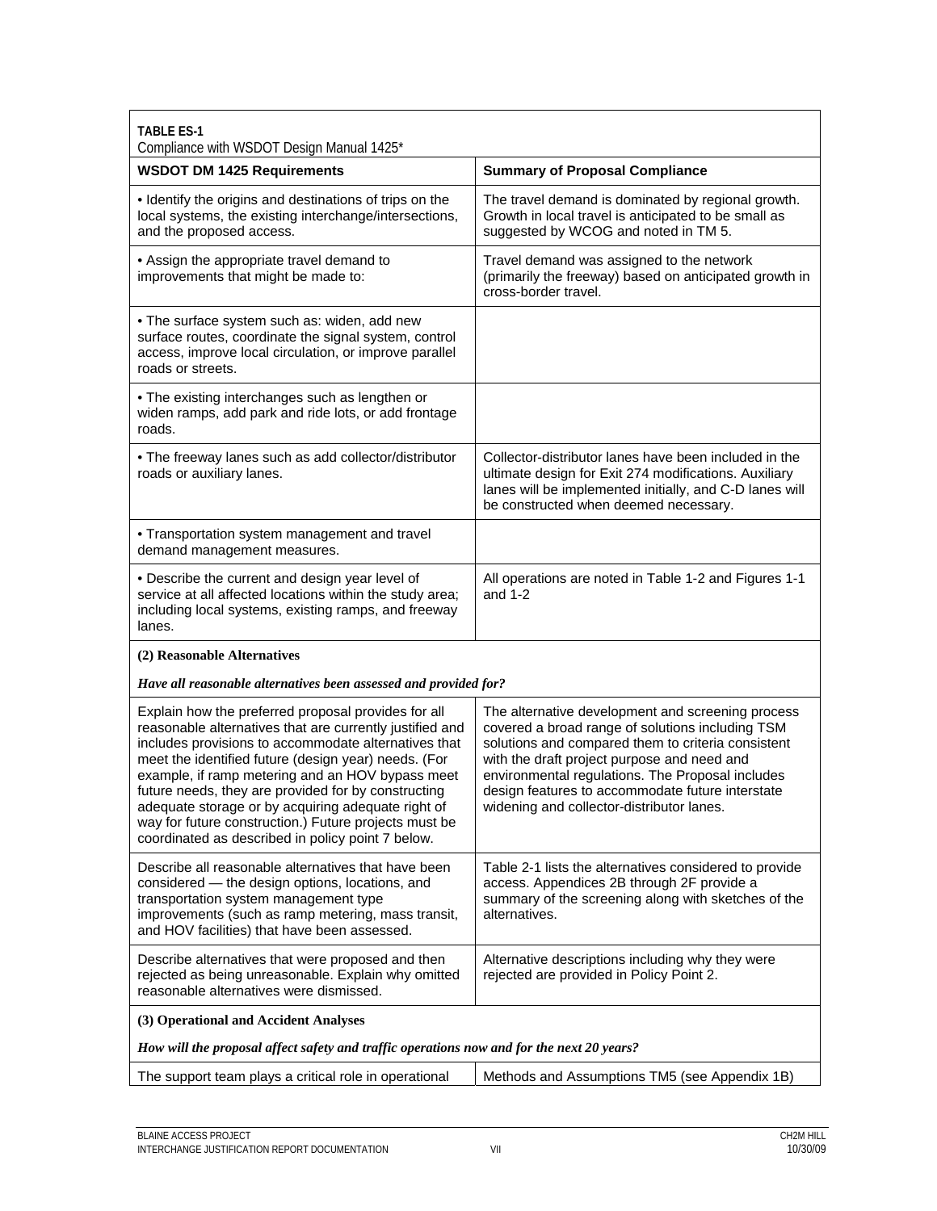**TABLE ES-1**
Compliance with WSDOT Design Manual 1425*

| WSDOT DM 1425 Requirements | Summary of Proposal Compliance |
|---|---|
| • Identify the origins and destinations of trips on the local systems, the existing interchange/intersections, and the proposed access. | The travel demand is dominated by regional growth. Growth in local travel is anticipated to be small as suggested by WCOG and noted in TM 5. |
| • Assign the appropriate travel demand to improvements that might be made to: | Travel demand was assigned to the network (primarily the freeway) based on anticipated growth in cross-border travel. |
| • The surface system such as: widen, add new surface routes, coordinate the signal system, control access, improve local circulation, or improve parallel roads or streets. | |
| • The existing interchanges such as lengthen or widen ramps, add park and ride lots, or add frontage roads. | |
| • The freeway lanes such as add collector/distributor roads or auxiliary lanes. | Collector-distributor lanes have been included in the ultimate design for Exit 274 modifications. Auxiliary lanes will be implemented initially, and C-D lanes will be constructed when deemed necessary. |
| • Transportation system management and travel demand management measures. | |
| • Describe the current and design year level of service at all affected locations within the study area; including local systems, existing ramps, and freeway lanes. | All operations are noted in Table 1-2 and Figures 1-1 and 1-2 |
| **(2) Reasonable Alternatives**<br>***Have all reasonable alternatives been assessed and provided for?*** | |
| Explain how the preferred proposal provides for all reasonable alternatives that are currently justified and includes provisions to accommodate alternatives that meet the identified future (design year) needs. (For example, if ramp metering and an HOV bypass meet future needs, they are provided for by constructing adequate storage or by acquiring adequate right of way for future construction.) Future projects must be coordinated as described in policy point 7 below. | The alternative development and screening process covered a broad range of solutions including TSM solutions and compared them to criteria consistent with the draft project purpose and need and environmental regulations. The Proposal includes design features to accommodate future interstate widening and collector-distributor lanes. |
| Describe all reasonable alternatives that have been considered — the design options, locations, and transportation system management type improvements (such as ramp metering, mass transit, and HOV facilities) that have been assessed. | Table 2-1 lists the alternatives considered to provide access. Appendices 2B through 2F provide a summary of the screening along with sketches of the alternatives. |
| Describe alternatives that were proposed and then rejected as being unreasonable. Explain why omitted reasonable alternatives were dismissed. | Alternative descriptions including why they were rejected are provided in Policy Point 2. |
| **(3) Operational and Accident Analyses**<br>***How will the proposal affect safety and traffic operations now and for the next 20 years?*** | |
| The support team plays a critical role in operational | Methods and Assumptions TM5 (see Appendix 1B) |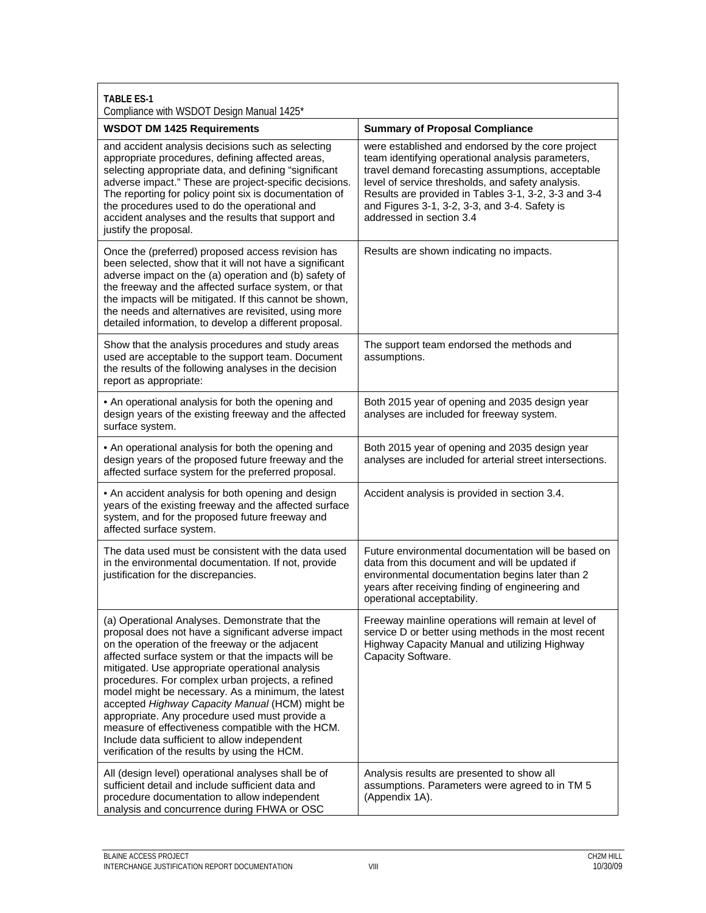**TABLE ES-1**
Compliance with WSDOT Design Manual 1425*

| WSDOT DM 1425 Requirements | Summary of Proposal Compliance |
|---|---|
| and accident analysis decisions such as selecting appropriate procedures, defining affected areas, selecting appropriate data, and defining "significant adverse impact." These are project-specific decisions. The reporting for policy point six is documentation of the procedures used to do the operational and accident analyses and the results that support and justify the proposal. | were established and endorsed by the core project team identifying operational analysis parameters, travel demand forecasting assumptions, acceptable level of service thresholds, and safety analysis. Results are provided in Tables 3-1, 3-2, 3-3 and 3-4 and Figures 3-1, 3-2, 3-3, and 3-4. Safety is addressed in section 3.4 |
| Once the (preferred) proposed access revision has been selected, show that it will not have a significant adverse impact on the (a) operation and (b) safety of the freeway and the affected surface system, or that the impacts will be mitigated. If this cannot be shown, the needs and alternatives are revisited, using more detailed information, to develop a different proposal. | Results are shown indicating no impacts. |
| Show that the analysis procedures and study areas used are acceptable to the support team. Document the results of the following analyses in the decision report as appropriate: | The support team endorsed the methods and assumptions. |
| • An operational analysis for both the opening and design years of the existing freeway and the affected surface system. | Both 2015 year of opening and 2035 design year analyses are included for freeway system. |
| • An operational analysis for both the opening and design years of the proposed future freeway and the affected surface system for the preferred proposal. | Both 2015 year of opening and 2035 design year analyses are included for arterial street intersections. |
| • An accident analysis for both opening and design years of the existing freeway and the affected surface system, and for the proposed future freeway and affected surface system. | Accident analysis is provided in section 3.4. |
| The data used must be consistent with the data used in the environmental documentation. If not, provide justification for the discrepancies. | Future environmental documentation will be based on data from this document and will be updated if environmental documentation begins later than 2 years after receiving finding of engineering and operational acceptability. |
| (a) Operational Analyses. Demonstrate that the proposal does not have a significant adverse impact on the operation of the freeway or the adjacent affected surface system or that the impacts will be mitigated. Use appropriate operational analysis procedures. For complex urban projects, a refined model might be necessary. As a minimum, the latest accepted *Highway Capacity Manual* (HCM) might be appropriate. Any procedure used must provide a measure of effectiveness compatible with the HCM. Include data sufficient to allow independent verification of the results by using the HCM. | Freeway mainline operations will remain at level of service D or better using methods in the most recent Highway Capacity Manual and utilizing Highway Capacity Software. |
| All (design level) operational analyses shall be of sufficient detail and include sufficient data and procedure documentation to allow independent analysis and concurrence during FHWA or OSC | Analysis results are presented to show all assumptions. Parameters were agreed to in TM 5 (Appendix 1A). |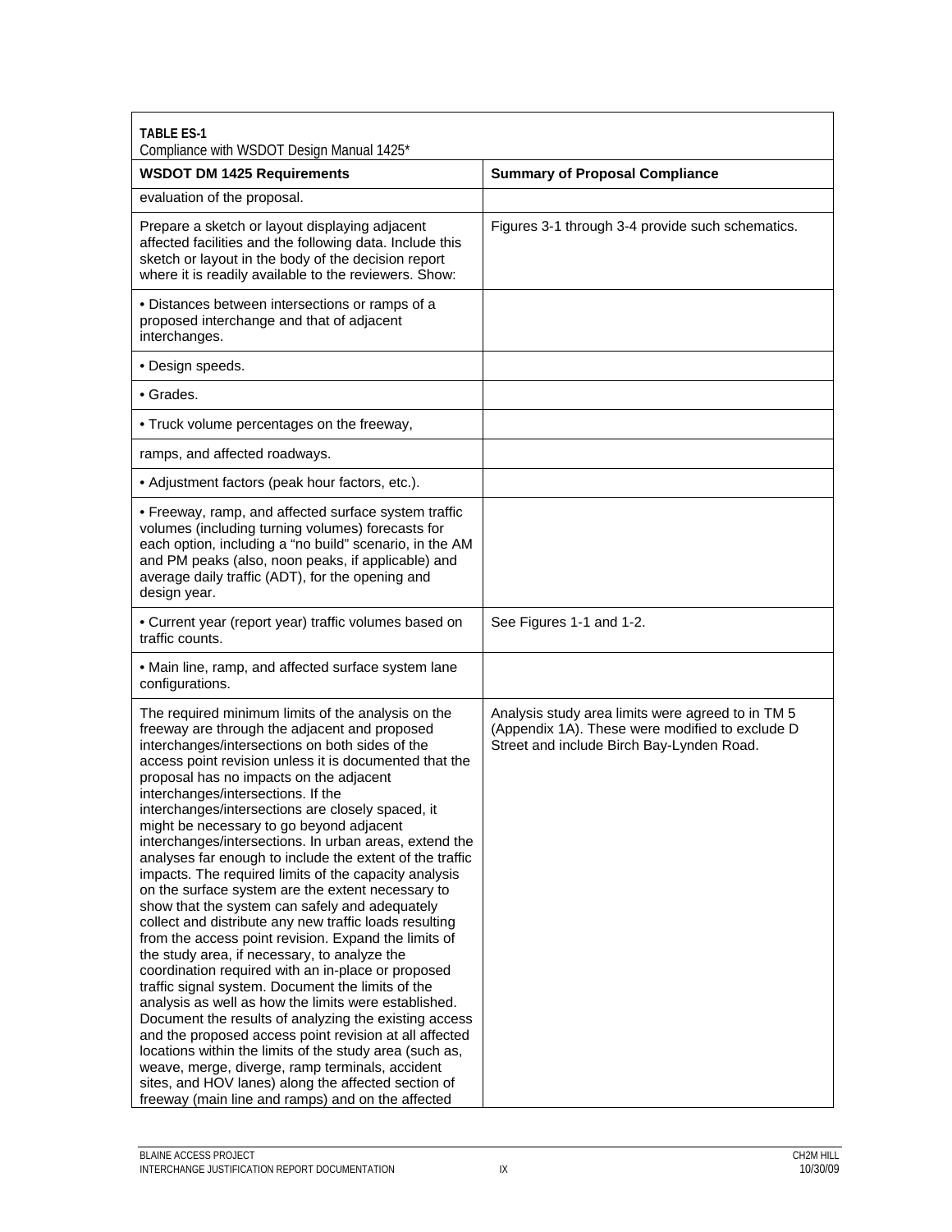**TABLE ES-1**
Compliance with WSDOT Design Manual 1425*

| WSDOT DM 1425 Requirements | Summary of Proposal Compliance |
|---|---|
| evaluation of the proposal. | |
| Prepare a sketch or layout displaying adjacent affected facilities and the following data. Include this sketch or layout in the body of the decision report where it is readily available to the reviewers. Show: | Figures 3-1 through 3-4 provide such schematics. |
| • Distances between intersections or ramps of a proposed interchange and that of adjacent interchanges. | |
| • Design speeds. | |
| • Grades. | |
| • Truck volume percentages on the freeway, | |
| ramps, and affected roadways. | |
| • Adjustment factors (peak hour factors, etc.). | |
| • Freeway, ramp, and affected surface system traffic volumes (including turning volumes) forecasts for each option, including a "no build" scenario, in the AM and PM peaks (also, noon peaks, if applicable) and average daily traffic (ADT), for the opening and design year. | |
| • Current year (report year) traffic volumes based on traffic counts. | See Figures 1-1 and 1-2. |
| • Main line, ramp, and affected surface system lane configurations. | |
| The required minimum limits of the analysis on the freeway are through the adjacent and proposed interchanges/intersections on both sides of the access point revision unless it is documented that the proposal has no impacts on the adjacent interchanges/intersections. If the interchanges/intersections are closely spaced, it might be necessary to go beyond adjacent interchanges/intersections. In urban areas, extend the analyses far enough to include the extent of the traffic impacts. The required limits of the capacity analysis on the surface system are the extent necessary to show that the system can safely and adequately collect and distribute any new traffic loads resulting from the access point revision. Expand the limits of the study area, if necessary, to analyze the coordination required with an in-place or proposed traffic signal system. Document the limits of the analysis as well as how the limits were established. Document the results of analyzing the existing access and the proposed access point revision at all affected locations within the limits of the study area (such as, weave, merge, diverge, ramp terminals, accident sites, and HOV lanes) along the affected section of freeway (main line and ramps) and on the affected | Analysis study area limits were agreed to in TM 5 (Appendix 1A). These were modified to exclude D Street and include Birch Bay-Lynden Road. |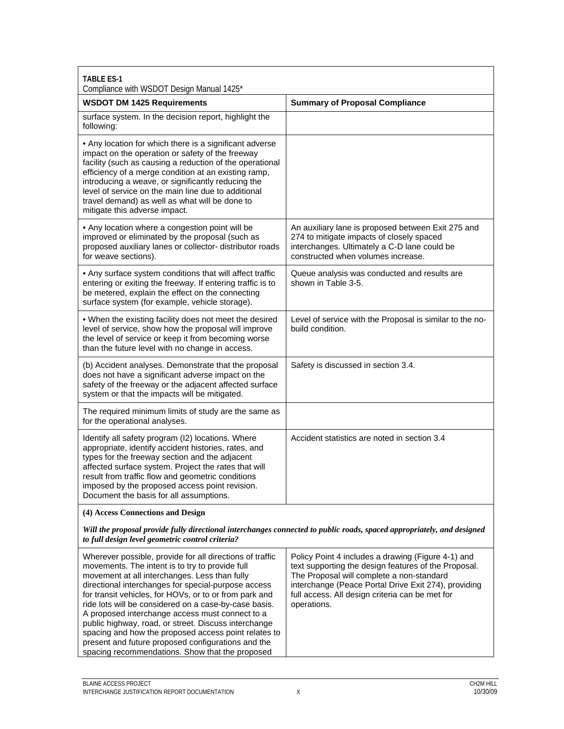**TABLE ES-1**
Compliance with WSDOT Design Manual 1425*

| WSDOT DM 1425 Requirements | Summary of Proposal Compliance |
|---|---|
| surface system. In the decision report, highlight the following: | |
| • Any location for which there is a significant adverse impact on the operation or safety of the freeway facility (such as causing a reduction of the operational efficiency of a merge condition at an existing ramp, introducing a weave, or significantly reducing the level of service on the main line due to additional travel demand) as well as what will be done to mitigate this adverse impact. | |
| • Any location where a congestion point will be improved or eliminated by the proposal (such as proposed auxiliary lanes or collector- distributor roads for weave sections). | An auxiliary lane is proposed between Exit 275 and 274 to mitigate impacts of closely spaced interchanges. Ultimately a C-D lane could be constructed when volumes increase. |
| • Any surface system conditions that will affect traffic entering or exiting the freeway. If entering traffic is to be metered, explain the effect on the connecting surface system (for example, vehicle storage). | Queue analysis was conducted and results are shown in Table 3-5. |
| • When the existing facility does not meet the desired level of service, show how the proposal will improve the level of service or keep it from becoming worse than the future level with no change in access. | Level of service with the Proposal is similar to the no-build condition. |
| (b) Accident analyses. Demonstrate that the proposal does not have a significant adverse impact on the safety of the freeway or the adjacent affected surface system or that the impacts will be mitigated. | Safety is discussed in section 3.4. |
| The required minimum limits of study are the same as for the operational analyses. | |
| Identify all safety program (I2) locations. Where appropriate, identify accident histories, rates, and types for the freeway section and the adjacent affected surface system. Project the rates that will result from traffic flow and geometric conditions imposed by the proposed access point revision. Document the basis for all assumptions. | Accident statistics are noted in section 3.4 |
| **(4) Access Connections and Design** | |
| ***Will the proposal provide fully directional interchanges connected to public roads, spaced appropriately, and designed to full design level geometric control criteria?*** | |
| Wherever possible, provide for all directions of traffic movements. The intent is to try to provide full movement at all interchanges. Less than fully directional interchanges for special-purpose access for transit vehicles, for HOVs, or to or from park and ride lots will be considered on a case-by-case basis. A proposed interchange access must connect to a public highway, road, or street. Discuss interchange spacing and how the proposed access point relates to present and future proposed configurations and the spacing recommendations. Show that the proposed | Policy Point 4 includes a drawing (Figure 4-1) and text supporting the design features of the Proposal. The Proposal will complete a non-standard interchange (Peace Portal Drive Exit 274), providing full access. All design criteria can be met for operations. |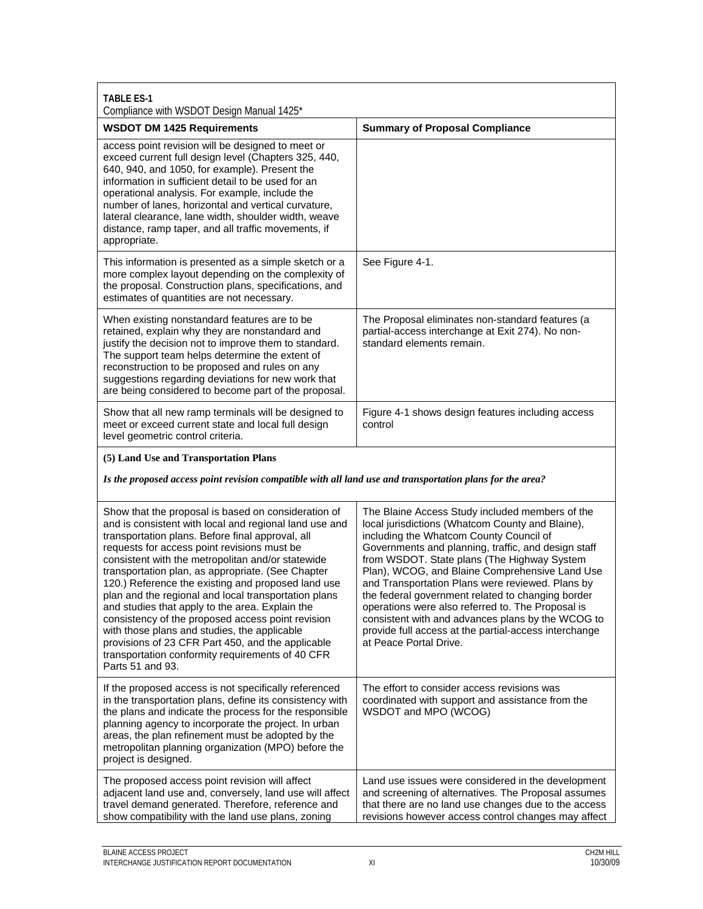**TABLE ES-1**
Compliance with WSDOT Design Manual 1425*

| WSDOT DM 1425 Requirements | Summary of Proposal Compliance |
|---|---|
| access point revision will be designed to meet or exceed current full design level (Chapters 325, 440, 640, 940, and 1050, for example). Present the information in sufficient detail to be used for an operational analysis. For example, include the number of lanes, horizontal and vertical curvature, lateral clearance, lane width, shoulder width, weave distance, ramp taper, and all traffic movements, if appropriate. | |
| This information is presented as a simple sketch or a more complex layout depending on the complexity of the proposal. Construction plans, specifications, and estimates of quantities are not necessary. | See Figure 4-1. |
| When existing nonstandard features are to be retained, explain why they are nonstandard and justify the decision not to improve them to standard. The support team helps determine the extent of reconstruction to be proposed and rules on any suggestions regarding deviations for new work that are being considered to become part of the proposal. | The Proposal eliminates non-standard features (a partial-access interchange at Exit 274). No non-standard elements remain. |
| Show that all new ramp terminals will be designed to meet or exceed current state and local full design level geometric control criteria. | Figure 4-1 shows design features including access control |
| **(5) Land Use and Transportation Plans** <br><br> ***Is the proposed access point revision compatible with all land use and transportation plans for the area?*** | |
| Show that the proposal is based on consideration of and is consistent with local and regional land use and transportation plans. Before final approval, all requests for access point revisions must be consistent with the metropolitan and/or statewide transportation plan, as appropriate. (See Chapter 120.) Reference the existing and proposed land use plan and the regional and local transportation plans and studies that apply to the area. Explain the consistency of the proposed access point revision with those plans and studies, the applicable provisions of 23 CFR Part 450, and the applicable transportation conformity requirements of 40 CFR Parts 51 and 93. | The Blaine Access Study included members of the local jurisdictions (Whatcom County and Blaine), including the Whatcom County Council of Governments and planning, traffic, and design staff from WSDOT. State plans (The Highway System Plan), WCOG, and Blaine Comprehensive Land Use and Transportation Plans were reviewed. Plans by the federal government related to changing border operations were also referred to. The Proposal is consistent with and advances plans by the WCOG to provide full access at the partial-access interchange at Peace Portal Drive. |
| If the proposed access is not specifically referenced in the transportation plans, define its consistency with the plans and indicate the process for the responsible planning agency to incorporate the project. In urban areas, the plan refinement must be adopted by the metropolitan planning organization (MPO) before the project is designed. | The effort to consider access revisions was coordinated with support and assistance from the WSDOT and MPO (WCOG) |
| The proposed access point revision will affect adjacent land use and, conversely, land use will affect travel demand generated. Therefore, reference and show compatibility with the land use plans, zoning | Land use issues were considered in the development and screening of alternatives. The Proposal assumes that there are no land use changes due to the access revisions however access control changes may affect |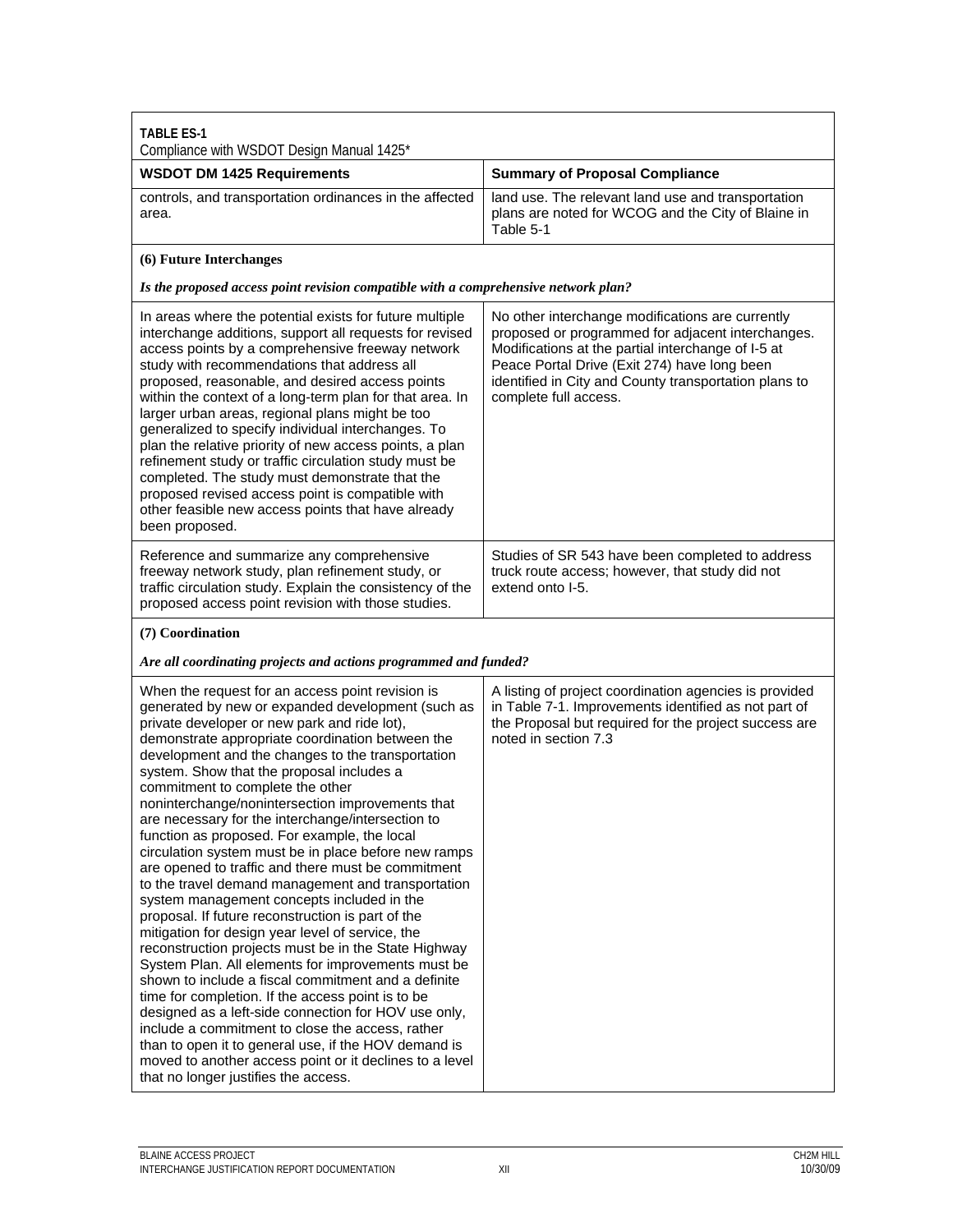**TABLE ES-1**
Compliance with WSDOT Design Manual 1425*

| WSDOT DM 1425 Requirements | Summary of Proposal Compliance |
|---|---|
| controls, and transportation ordinances in the affected area. | land use. The relevant land use and transportation plans are noted for WCOG and the City of Blaine in Table 5-1 |
| **(6) Future Interchanges** | |
| ***Is the proposed access point revision compatible with a comprehensive network plan?*** | |
| In areas where the potential exists for future multiple interchange additions, support all requests for revised access points by a comprehensive freeway network study with recommendations that address all proposed, reasonable, and desired access points within the context of a long-term plan for that area. In larger urban areas, regional plans might be too generalized to specify individual interchanges. To plan the relative priority of new access points, a plan refinement study or traffic circulation study must be completed. The study must demonstrate that the proposed revised access point is compatible with other feasible new access points that have already been proposed. | No other interchange modifications are currently proposed or programmed for adjacent interchanges. Modifications at the partial interchange of I-5 at Peace Portal Drive (Exit 274) have long been identified in City and County transportation plans to complete full access. |
| Reference and summarize any comprehensive freeway network study, plan refinement study, or traffic circulation study. Explain the consistency of the proposed access point revision with those studies. | Studies of SR 543 have been completed to address truck route access; however, that study did not extend onto I-5. |
| **(7) Coordination** | |
| ***Are all coordinating projects and actions programmed and funded?*** | |
| When the request for an access point revision is generated by new or expanded development (such as private developer or new park and ride lot), demonstrate appropriate coordination between the development and the changes to the transportation system. Show that the proposal includes a commitment to complete the other noninterchange/nonintersection improvements that are necessary for the interchange/intersection to function as proposed. For example, the local circulation system must be in place before new ramps are opened to traffic and there must be commitment to the travel demand management and transportation system management concepts included in the proposal. If future reconstruction is part of the mitigation for design year level of service, the reconstruction projects must be in the State Highway System Plan. All elements for improvements must be shown to include a fiscal commitment and a definite time for completion. If the access point is to be designed as a left-side connection for HOV use only, include a commitment to close the access, rather than to open it to general use, if the HOV demand is moved to another access point or it declines to a level that no longer justifies the access. | A listing of project coordination agencies is provided in Table 7-1. Improvements identified as not part of the Proposal but required for the project success are noted in section 7.3 |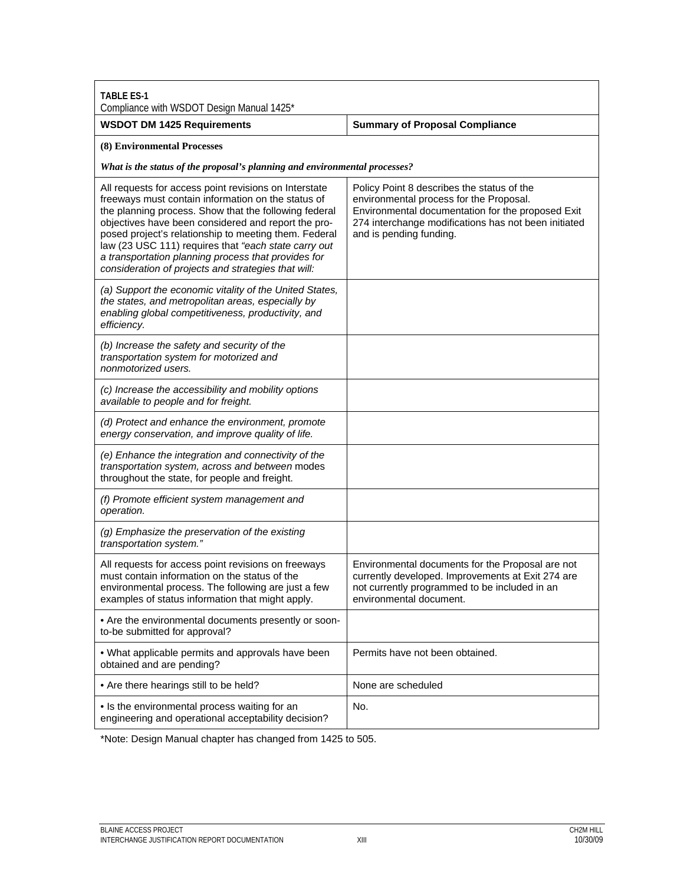**TABLE ES-1**
Compliance with WSDOT Design Manual 1425*

| WSDOT DM 1425 Requirements | Summary of Proposal Compliance |
|---|---|
| **(8) Environmental Processes** | |
| ***What is the status of the proposal's planning and environmental processes?*** | |
| All requests for access point revisions on Interstate freeways must contain information on the status of the planning process. Show that the following federal objectives have been considered and report the proposed project's relationship to meeting them. Federal law (23 USC 111) requires that *"each state carry out a transportation planning process that provides for consideration of projects and strategies that will:* | Policy Point 8 describes the status of the environmental process for the Proposal. Environmental documentation for the proposed Exit 274 interchange modifications has not been initiated and is pending funding. |
| *(a) Support the economic vitality of the United States, the states, and metropolitan areas, especially by enabling global competitiveness, productivity, and efficiency.* | |
| *(b) Increase the safety and security of the transportation system for motorized and nonmotorized users.* | |
| *(c) Increase the accessibility and mobility options available to people and for freight.* | |
| *(d) Protect and enhance the environment, promote energy conservation, and improve quality of life.* | |
| *(e) Enhance the integration and connectivity of the transportation system, across and between* modes throughout the state, for people and freight. | |
| *(f) Promote efficient system management and operation.* | |
| *(g) Emphasize the preservation of the existing transportation system."* | |
| All requests for access point revisions on freeways must contain information on the status of the environmental process. The following are just a few examples of status information that might apply. | Environmental documents for the Proposal are not currently developed. Improvements at Exit 274 are not currently programmed to be included in an environmental document. |
| • Are the environmental documents presently or soon-to-be submitted for approval? | |
| • What applicable permits and approvals have been obtained and are pending? | Permits have not been obtained. |
| • Are there hearings still to be held? | None are scheduled |
| • Is the environmental process waiting for an engineering and operational acceptability decision? | No. |

*Note: Design Manual chapter has changed from 1425 to 505.